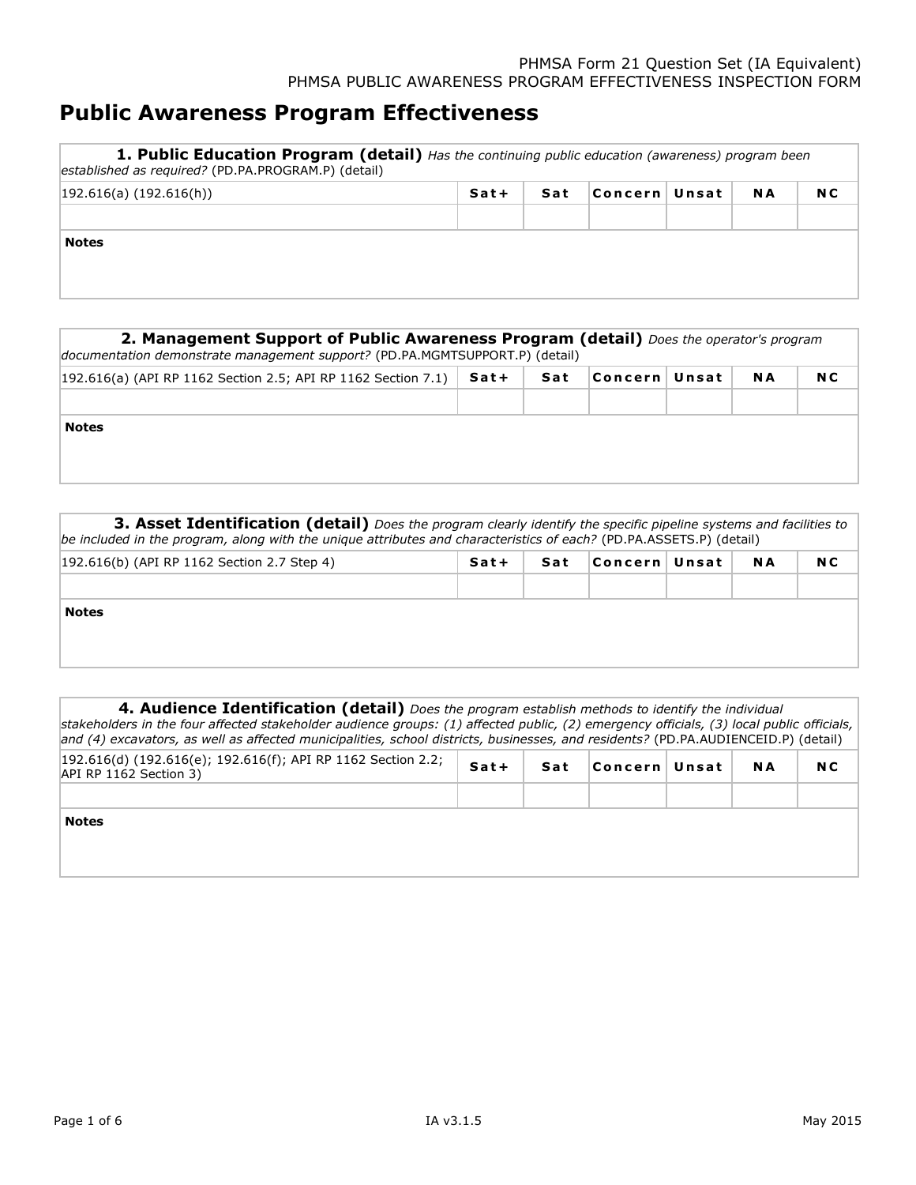PHMSA Form 21 Question Set (IA Equivalent)
PHMSA PUBLIC AWARENESS PROGRAM EFFECTIVENESS INSPECTION FORM

# Public Awareness Program Effectiveness

**1. Public Education Program (detail)** *Has the continuing public education (awareness) program been established as required?* (PD.PA.PROGRAM.P) (detail)

| 192.616(a) (192.616(h)) | Sat+ | Sat | Concern | Unsat | NA | NC |
|---|---|---|---|---|---|---|
| | | | | | | |

**Notes**

**2. Management Support of Public Awareness Program (detail)** *Does the operator's program documentation demonstrate management support?* (PD.PA.MGMTSUPPORT.P) (detail)

| 192.616(a) (API RP 1162 Section 2.5; API RP 1162 Section 7.1) | Sat+ | Sat | Concern | Unsat | NA | NC |
|---|---|---|---|---|---|---|
| | | | | | | |

**Notes**

**3. Asset Identification (detail)** *Does the program clearly identify the specific pipeline systems and facilities to be included in the program, along with the unique attributes and characteristics of each?* (PD.PA.ASSETS.P) (detail)

| 192.616(b) (API RP 1162 Section 2.7 Step 4) | Sat+ | Sat | Concern | Unsat | NA | NC |
|---|---|---|---|---|---|---|
| | | | | | | |

**Notes**

**4. Audience Identification (detail)** *Does the program establish methods to identify the individual stakeholders in the four affected stakeholder audience groups: (1) affected public, (2) emergency officials, (3) local public officials, and (4) excavators, as well as affected municipalities, school districts, businesses, and residents?* (PD.PA.AUDIENCEID.P) (detail)

| 192.616(d) (192.616(e); 192.616(f); API RP 1162 Section 2.2; API RP 1162 Section 3) | Sat+ | Sat | Concern | Unsat | NA | NC |
|---|---|---|---|---|---|---|
| | | | | | | |

**Notes**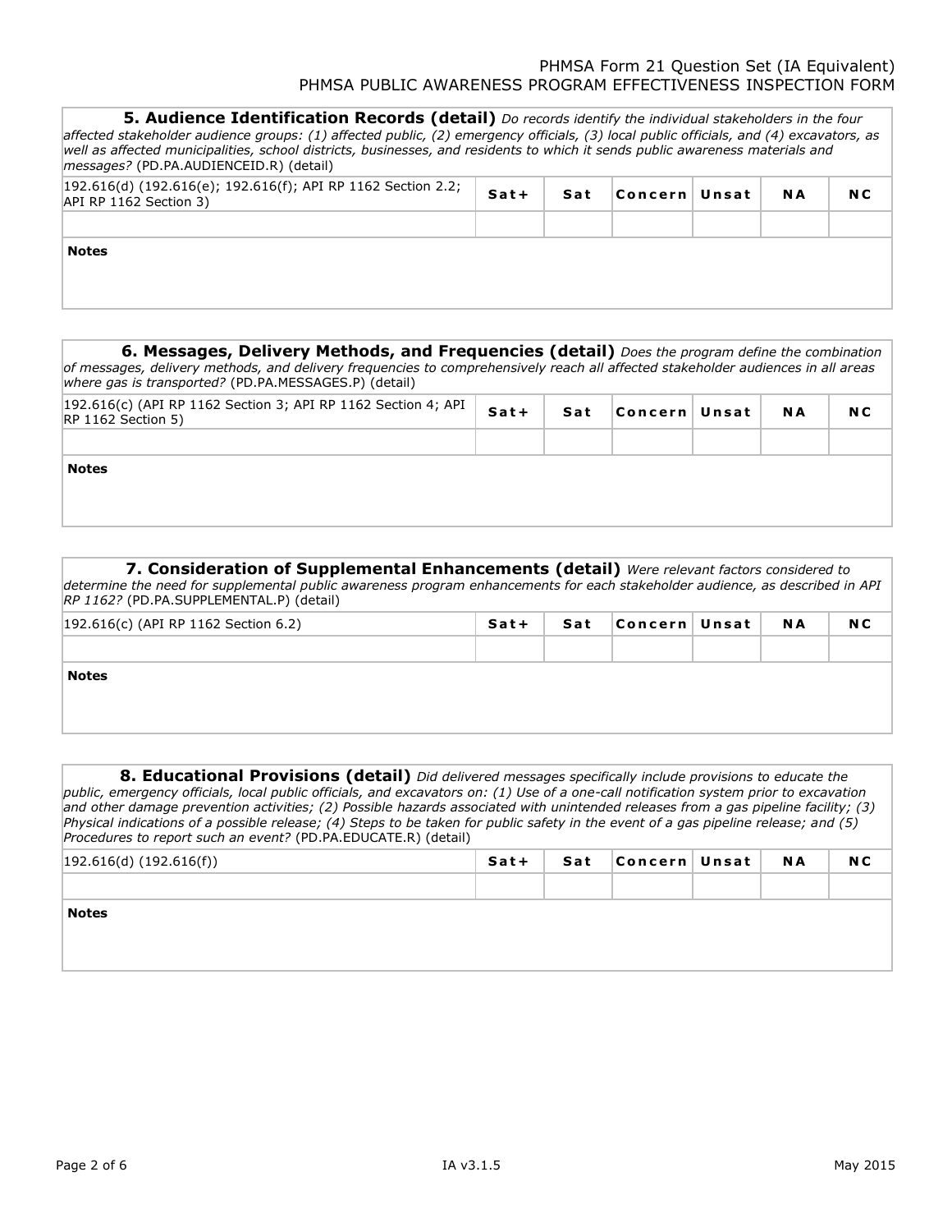**5. Audience Identification Records (detail)** *Do records identify the individual stakeholders in the four affected stakeholder audience groups: (1) affected public, (2) emergency officials, (3) local public officials, and (4) excavators, as well as affected municipalities, school districts, businesses, and residents to which it sends public awareness materials and messages?* (PD.PA.AUDIENCEID.R) (detail)

| 192.616(d) (192.616(e); 192.616(f); API RP 1162 Section 2.2; API RP 1162 Section 3) | Sat+ | Sat | Concern | Unsat | NA | NC |
|---|---|---|---|---|---|---|
| | | | | | | |

**Notes**

**6. Messages, Delivery Methods, and Frequencies (detail)** *Does the program define the combination of messages, delivery methods, and delivery frequencies to comprehensively reach all affected stakeholder audiences in all areas where gas is transported?* (PD.PA.MESSAGES.P) (detail)

| 192.616(c) (API RP 1162 Section 3; API RP 1162 Section 4; API RP 1162 Section 5) | Sat+ | Sat | Concern | Unsat | NA | NC |
|---|---|---|---|---|---|---|
| | | | | | | |

**Notes**

**7. Consideration of Supplemental Enhancements (detail)** *Were relevant factors considered to determine the need for supplemental public awareness program enhancements for each stakeholder audience, as described in API RP 1162?* (PD.PA.SUPPLEMENTAL.P) (detail)

| 192.616(c) (API RP 1162 Section 6.2) | Sat+ | Sat | Concern | Unsat | NA | NC |
|---|---|---|---|---|---|---|
| | | | | | | |

**Notes**

**8. Educational Provisions (detail)** *Did delivered messages specifically include provisions to educate the public, emergency officials, local public officials, and excavators on: (1) Use of a one-call notification system prior to excavation and other damage prevention activities; (2) Possible hazards associated with unintended releases from a gas pipeline facility; (3) Physical indications of a possible release; (4) Steps to be taken for public safety in the event of a gas pipeline release; and (5) Procedures to report such an event?* (PD.PA.EDUCATE.R) (detail)

| 192.616(d) (192.616(f)) | Sat+ | Sat | Concern | Unsat | NA | NC |
|---|---|---|---|---|---|---|
| | | | | | | |

**Notes**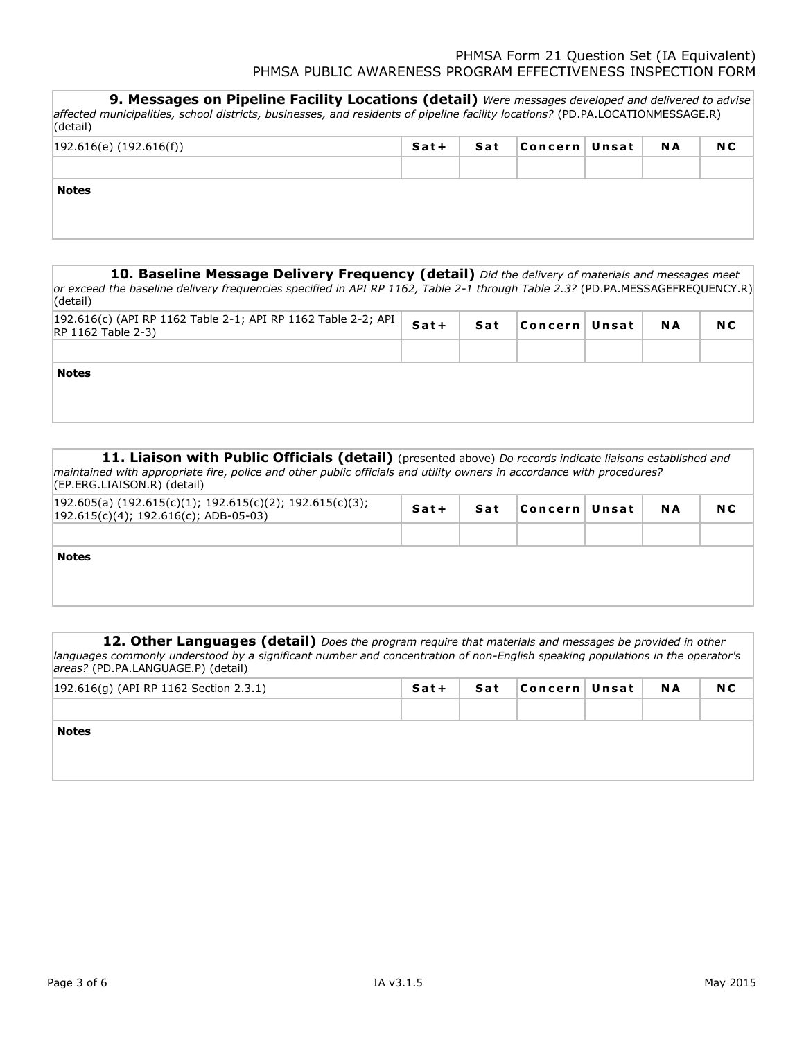**9. Messages on Pipeline Facility Locations (detail)** *Were messages developed and delivered to advise affected municipalities, school districts, businesses, and residents of pipeline facility locations?* (PD.PA.LOCATIONMESSAGE.R) (detail)

| 192.616(e) (192.616(f)) | Sat+ | Sat | Concern | Unsat | NA | NC |
|---|---|---|---|---|---|---|
| | | | | | | |

**Notes**

**10. Baseline Message Delivery Frequency (detail)** *Did the delivery of materials and messages meet or exceed the baseline delivery frequencies specified in API RP 1162, Table 2-1 through Table 2.3?* (PD.PA.MESSAGEFREQUENCY.R) (detail)

| 192.616(c) (API RP 1162 Table 2-1; API RP 1162 Table 2-2; API RP 1162 Table 2-3) | Sat+ | Sat | Concern | Unsat | NA | NC |
|---|---|---|---|---|---|---|
| | | | | | | |

**Notes**

**11. Liaison with Public Officials (detail)** (presented above) *Do records indicate liaisons established and maintained with appropriate fire, police and other public officials and utility owners in accordance with procedures?* (EP.ERG.LIAISON.R) (detail)

| 192.605(a) (192.615(c)(1); 192.615(c)(2); 192.615(c)(3); 192.615(c)(4); 192.616(c); ADB-05-03) | Sat+ | Sat | Concern | Unsat | NA | NC |
|---|---|---|---|---|---|---|
| | | | | | | |

**Notes**

**12. Other Languages (detail)** *Does the program require that materials and messages be provided in other languages commonly understood by a significant number and concentration of non-English speaking populations in the operator's areas?* (PD.PA.LANGUAGE.P) (detail)

| 192.616(g) (API RP 1162 Section 2.3.1) | Sat+ | Sat | Concern | Unsat | NA | NC |
|---|---|---|---|---|---|---|
| | | | | | | |

**Notes**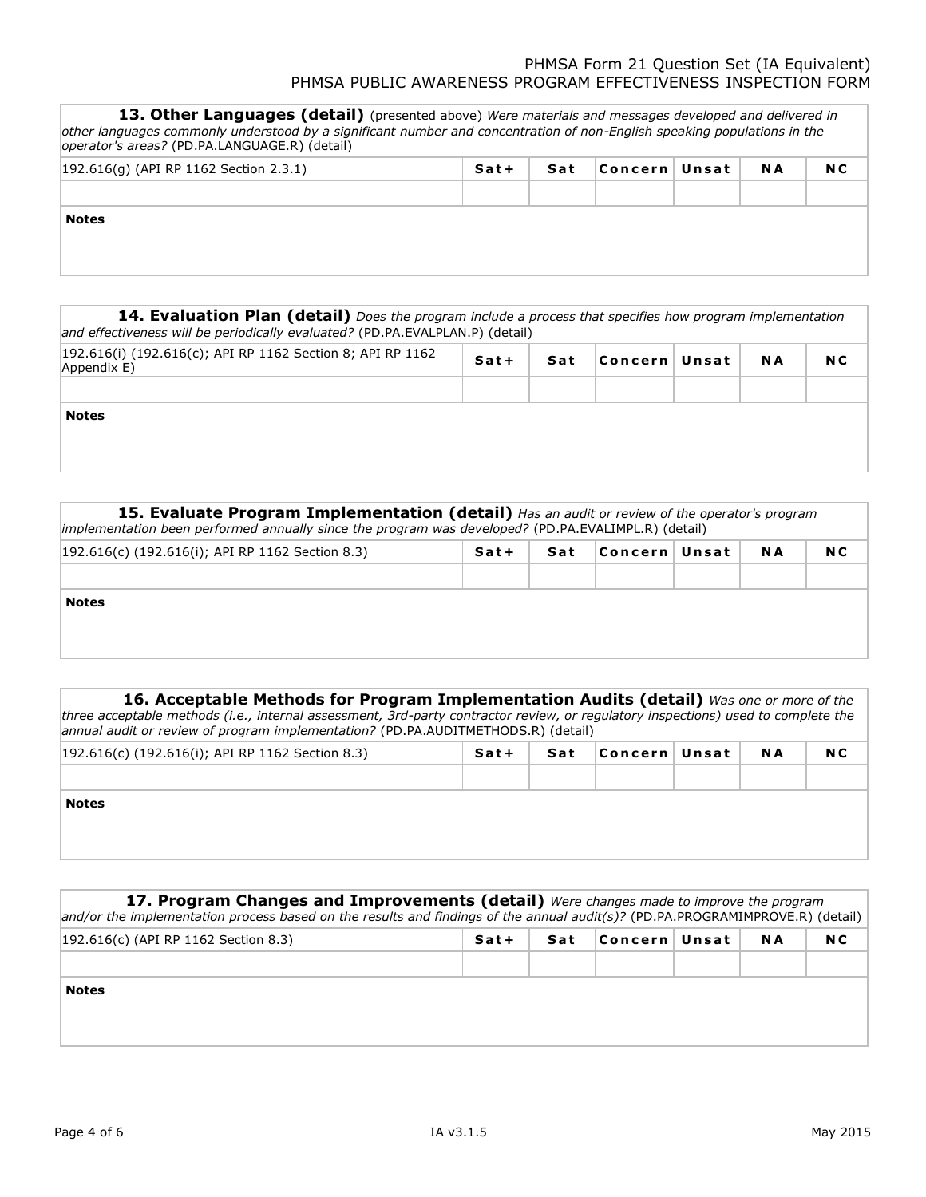**13. Other Languages (detail)** (presented above) *Were materials and messages developed and delivered in other languages commonly understood by a significant number and concentration of non-English speaking populations in the operator's areas?* (PD.PA.LANGUAGE.R) (detail)

| 192.616(g) (API RP 1162 Section 2.3.1) | Sat+ | Sat | Concern | Unsat | NA | NC |
|---|---|---|---|---|---|---|
| | | | | | | |

**Notes**

**14. Evaluation Plan (detail)** *Does the program include a process that specifies how program implementation and effectiveness will be periodically evaluated?* (PD.PA.EVALPLAN.P) (detail)

| 192.616(i) (192.616(c); API RP 1162 Section 8; API RP 1162 Appendix E) | Sat+ | Sat | Concern | Unsat | NA | NC |
|---|---|---|---|---|---|---|
| | | | | | | |

**Notes**

**15. Evaluate Program Implementation (detail)** *Has an audit or review of the operator's program implementation been performed annually since the program was developed?* (PD.PA.EVALIMPL.R) (detail)

| 192.616(c) (192.616(i); API RP 1162 Section 8.3) | Sat+ | Sat | Concern | Unsat | NA | NC |
|---|---|---|---|---|---|---|
| | | | | | | |

**Notes**

**16. Acceptable Methods for Program Implementation Audits (detail)** *Was one or more of the three acceptable methods (i.e., internal assessment, 3rd-party contractor review, or regulatory inspections) used to complete the annual audit or review of program implementation?* (PD.PA.AUDITMETHODS.R) (detail)

| 192.616(c) (192.616(i); API RP 1162 Section 8.3) | Sat+ | Sat | Concern | Unsat | NA | NC |
|---|---|---|---|---|---|---|
| | | | | | | |

**Notes**

**17. Program Changes and Improvements (detail)** *Were changes made to improve the program and/or the implementation process based on the results and findings of the annual audit(s)?* (PD.PA.PROGRAMIMPROVE.R) (detail)

| 192.616(c) (API RP 1162 Section 8.3) | Sat+ | Sat | Concern | Unsat | NA | NC |
|---|---|---|---|---|---|---|
| | | | | | | |

**Notes**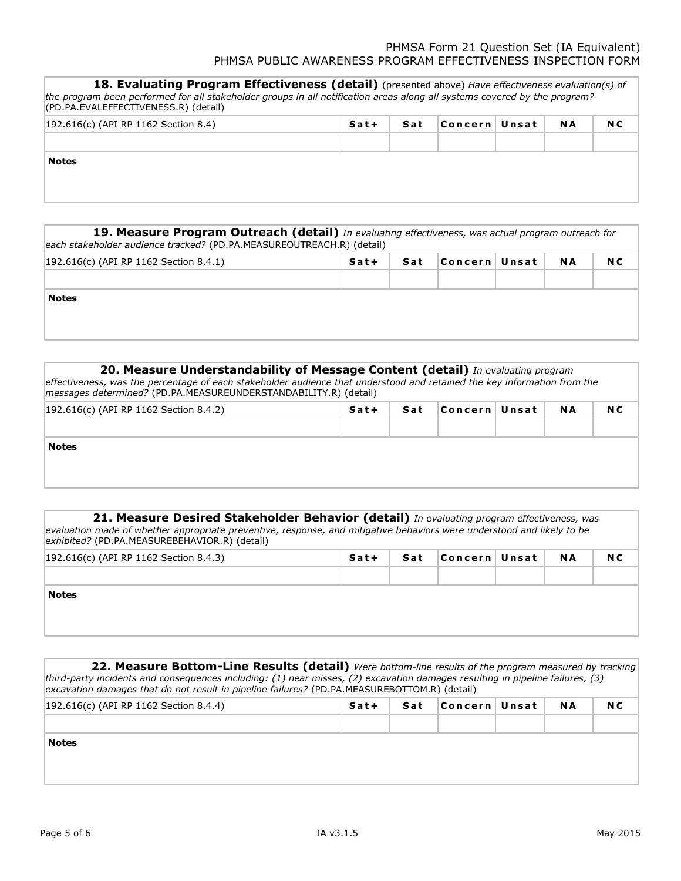**18. Evaluating Program Effectiveness (detail)** (presented above) *Have effectiveness evaluation(s) of the program been performed for all stakeholder groups in all notification areas along all systems covered by the program?* (PD.PA.EVALEFFECTIVENESS.R) (detail)

| 192.616(c) (API RP 1162 Section 8.4) | Sat+ | Sat | Concern | Unsat | NA | NC |
|---|---|---|---|---|---|---|
| | | | | | | |

**Notes**

**19. Measure Program Outreach (detail)** *In evaluating effectiveness, was actual program outreach for each stakeholder audience tracked?* (PD.PA.MEASUREOUTREACH.R) (detail)

| 192.616(c) (API RP 1162 Section 8.4.1) | Sat+ | Sat | Concern | Unsat | NA | NC |
|---|---|---|---|---|---|---|
| | | | | | | |

**Notes**

**20. Measure Understandability of Message Content (detail)** *In evaluating program effectiveness, was the percentage of each stakeholder audience that understood and retained the key information from the messages determined?* (PD.PA.MEASUREUNDERSTANDABILITY.R) (detail)

| 192.616(c) (API RP 1162 Section 8.4.2) | Sat+ | Sat | Concern | Unsat | NA | NC |
|---|---|---|---|---|---|---|
| | | | | | | |

**Notes**

**21. Measure Desired Stakeholder Behavior (detail)** *In evaluating program effectiveness, was evaluation made of whether appropriate preventive, response, and mitigative behaviors were understood and likely to be exhibited?* (PD.PA.MEASUREBEHAVIOR.R) (detail)

| 192.616(c) (API RP 1162 Section 8.4.3) | Sat+ | Sat | Concern | Unsat | NA | NC |
|---|---|---|---|---|---|---|
| | | | | | | |

**Notes**

**22. Measure Bottom-Line Results (detail)** *Were bottom-line results of the program measured by tracking third-party incidents and consequences including: (1) near misses, (2) excavation damages resulting in pipeline failures, (3) excavation damages that do not result in pipeline failures?* (PD.PA.MEASUREBOTTOM.R) (detail)

| 192.616(c) (API RP 1162 Section 8.4.4) | Sat+ | Sat | Concern | Unsat | NA | NC |
|---|---|---|---|---|---|---|
| | | | | | | |

**Notes**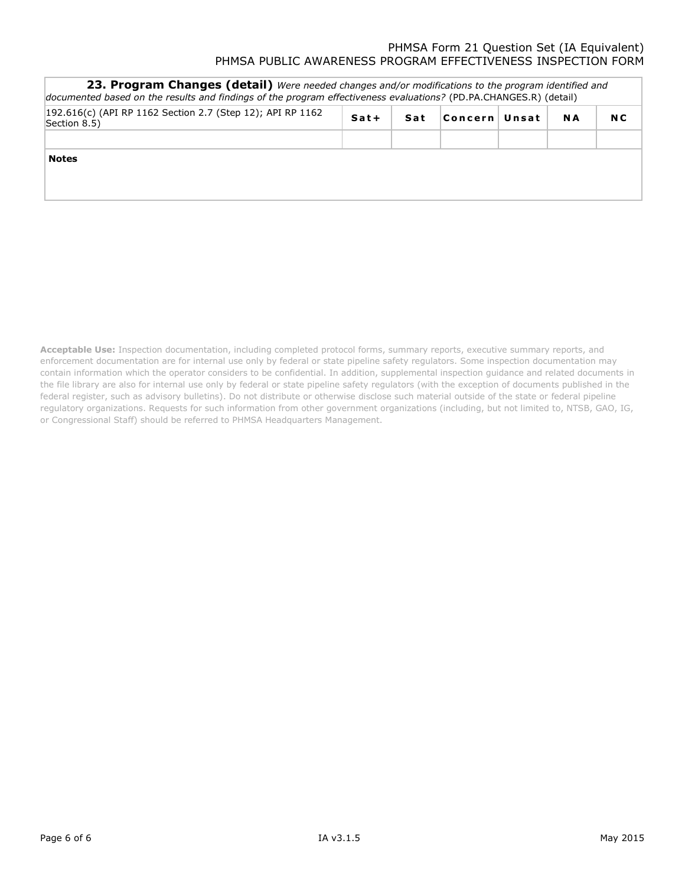**23. Program Changes (detail)** *Were needed changes and/or modifications to the program identified and documented based on the results and findings of the program effectiveness evaluations?* (PD.PA.CHANGES.R) (detail)

| 192.616(c) (API RP 1162 Section 2.7 (Step 12); API RP 1162 Section 8.5) | Sat+ | Sat | Concern | Unsat | NA | NC |
|---|---|---|---|---|---|---|
| | | | | | | |

**Notes**

**Acceptable Use:** Inspection documentation, including completed protocol forms, summary reports, executive summary reports, and enforcement documentation are for internal use only by federal or state pipeline safety regulators. Some inspection documentation may contain information which the operator considers to be confidential. In addition, supplemental inspection guidance and related documents in the file library are also for internal use only by federal or state pipeline safety regulators (with the exception of documents published in the federal register, such as advisory bulletins). Do not distribute or otherwise disclose such material outside of the state or federal pipeline regulatory organizations. Requests for such information from other government organizations (including, but not limited to, NTSB, GAO, IG, or Congressional Staff) should be referred to PHMSA Headquarters Management.